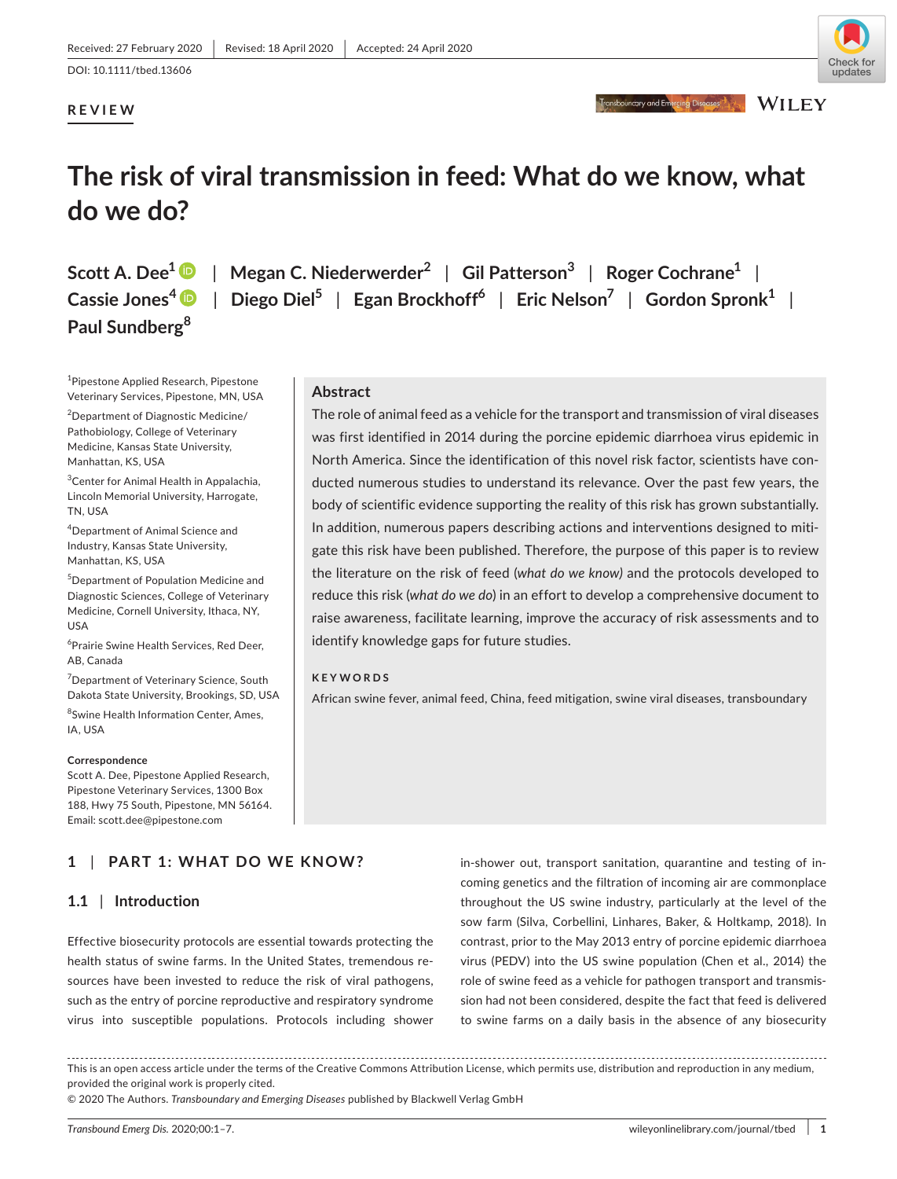Received: 27 February 2020 | Revised: 18 April 2020 | Accepted: 24 April 2020

DOI: 10.1111/tbed.13606

REVIEW

# The risk of viral transmission in feed: What do we know, what do we do?

Scott A. Dee[1] | Megan C. Niederwerder[2] | Gil Patterson[3] | Roger Cochrane[1] | Cassie Jones[4] | Diego Diel[5] | Egan Brockhoff[6] | Eric Nelson[7] | Gordon Spronk[1] | Paul Sundberg[8]

[1]Pipestone Applied Research, Pipestone Veterinary Services, Pipestone, MN, USA

[2]Department of Diagnostic Medicine/Pathobiology, College of Veterinary Medicine, Kansas State University, Manhattan, KS, USA

[3]Center for Animal Health in Appalachia, Lincoln Memorial University, Harrogate, TN, USA

[4]Department of Animal Science and Industry, Kansas State University, Manhattan, KS, USA

[5]Department of Population Medicine and Diagnostic Sciences, College of Veterinary Medicine, Cornell University, Ithaca, NY, USA

[6]Prairie Swine Health Services, Red Deer, AB, Canada

[7]Department of Veterinary Science, South Dakota State University, Brookings, SD, USA

[8]Swine Health Information Center, Ames, IA, USA

**Correspondence**

Scott A. Dee, Pipestone Applied Research, Pipestone Veterinary Services, 1300 Box 188, Hwy 75 South, Pipestone, MN 56164.
Email: scott.dee@pipestone.com

## Abstract

The role of animal feed as a vehicle for the transport and transmission of viral diseases was first identified in 2014 during the porcine epidemic diarrhoea virus epidemic in North America. Since the identification of this novel risk factor, scientists have conducted numerous studies to understand its relevance. Over the past few years, the body of scientific evidence supporting the reality of this risk has grown substantially. In addition, numerous papers describing actions and interventions designed to mitigate this risk have been published. Therefore, the purpose of this paper is to review the literature on the risk of feed (*what do we know*) and the protocols developed to reduce this risk (*what do we do*) in an effort to develop a comprehensive document to raise awareness, facilitate learning, improve the accuracy of risk assessments and to identify knowledge gaps for future studies.

**KEYWORDS**

African swine fever, animal feed, China, feed mitigation, swine viral diseases, transboundary

## 1 | PART 1: WHAT DO WE KNOW?

### 1.1 | Introduction

Effective biosecurity protocols are essential towards protecting the health status of swine farms. In the United States, tremendous resources have been invested to reduce the risk of viral pathogens, such as the entry of porcine reproductive and respiratory syndrome virus into susceptible populations. Protocols including shower in-shower out, transport sanitation, quarantine and testing of incoming genetics and the filtration of incoming air are commonplace throughout the US swine industry, particularly at the level of the sow farm (Silva, Corbellini, Linhares, Baker, & Holtkamp, 2018). In contrast, prior to the May 2013 entry of porcine epidemic diarrhoea virus (PEDV) into the US swine population (Chen et al., 2014) the role of swine feed as a vehicle for pathogen transport and transmission had not been considered, despite the fact that feed is delivered to swine farms on a daily basis in the absence of any biosecurity

This is an open access article under the terms of the Creative Commons Attribution License, which permits use, distribution and reproduction in any medium, provided the original work is properly cited.

© 2020 The Authors. *Transboundary and Emerging Diseases* published by Blackwell Verlag GmbH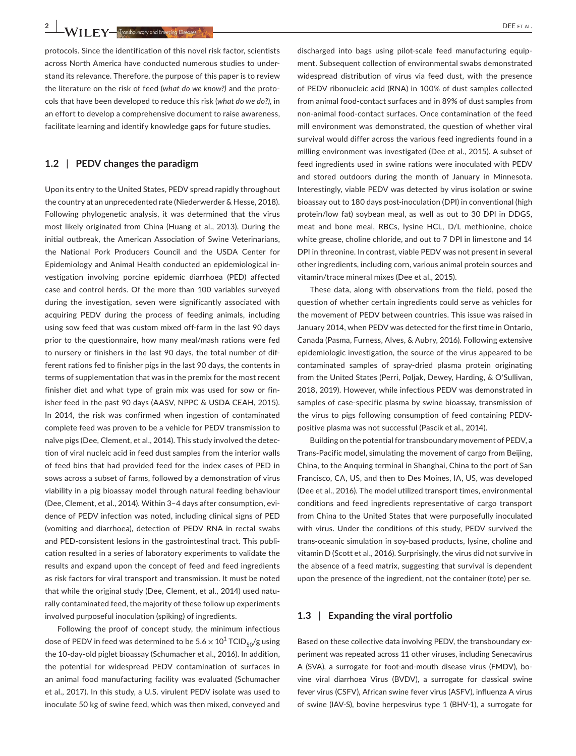protocols. Since the identification of this novel risk factor, scientists across North America have conducted numerous studies to understand its relevance. Therefore, the purpose of this paper is to review the literature on the risk of feed (*what do we know?*) and the protocols that have been developed to reduce this risk (*what do we do?*), in an effort to develop a comprehensive document to raise awareness, facilitate learning and identify knowledge gaps for future studies.

### 1.2 | PEDV changes the paradigm

Upon its entry to the United States, PEDV spread rapidly throughout the country at an unprecedented rate (Niederwerder & Hesse, 2018). Following phylogenetic analysis, it was determined that the virus most likely originated from China (Huang et al., 2013). During the initial outbreak, the American Association of Swine Veterinarians, the National Pork Producers Council and the USDA Center for Epidemiology and Animal Health conducted an epidemiological investigation involving porcine epidemic diarrhoea (PED) affected case and control herds. Of the more than 100 variables surveyed during the investigation, seven were significantly associated with acquiring PEDV during the process of feeding animals, including using sow feed that was custom mixed off-farm in the last 90 days prior to the questionnaire, how many meal/mash rations were fed to nursery or finishers in the last 90 days, the total number of different rations fed to finisher pigs in the last 90 days, the contents in terms of supplementation that was in the premix for the most recent finisher diet and what type of grain mix was used for sow or finisher feed in the past 90 days (AASV, NPPC & USDA CEAH, 2015). In 2014, the risk was confirmed when ingestion of contaminated complete feed was proven to be a vehicle for PEDV transmission to naïve pigs (Dee, Clement, et al., 2014). This study involved the detection of viral nucleic acid in feed dust samples from the interior walls of feed bins that had provided feed for the index cases of PED in sows across a subset of farms, followed by a demonstration of virus viability in a pig bioassay model through natural feeding behaviour (Dee, Clement, et al., 2014). Within 3–4 days after consumption, evidence of PEDV infection was noted, including clinical signs of PED (vomiting and diarrhoea), detection of PEDV RNA in rectal swabs and PED-consistent lesions in the gastrointestinal tract. This publication resulted in a series of laboratory experiments to validate the results and expand upon the concept of feed and feed ingredients as risk factors for viral transport and transmission. It must be noted that while the original study (Dee, Clement, et al., 2014) used naturally contaminated feed, the majority of these follow up experiments involved purposeful inoculation (spiking) of ingredients.

Following the proof of concept study, the minimum infectious dose of PEDV in feed was determined to be $5.6 \times 10^1$ $TCID_{50}$/g using the 10-day-old piglet bioassay (Schumacher et al., 2016). In addition, the potential for widespread PEDV contamination of surfaces in an animal food manufacturing facility was evaluated (Schumacher et al., 2017). In this study, a U.S. virulent PEDV isolate was used to inoculate 50 kg of swine feed, which was then mixed, conveyed and discharged into bags using pilot-scale feed manufacturing equipment. Subsequent collection of environmental swabs demonstrated widespread distribution of virus via feed dust, with the presence of PEDV ribonucleic acid (RNA) in 100% of dust samples collected from animal food-contact surfaces and in 89% of dust samples from non-animal food-contact surfaces. Once contamination of the feed mill environment was demonstrated, the question of whether viral survival would differ across the various feed ingredients found in a milling environment was investigated (Dee et al., 2015). A subset of feed ingredients used in swine rations were inoculated with PEDV and stored outdoors during the month of January in Minnesota. Interestingly, viable PEDV was detected by virus isolation or swine bioassay out to 180 days post-inoculation (DPI) in conventional (high protein/low fat) soybean meal, as well as out to 30 DPI in DDGS, meat and bone meal, RBCs, lysine HCL, D/L methionine, choice white grease, choline chloride, and out to 7 DPI in limestone and 14 DPI in threonine. In contrast, viable PEDV was not present in several other ingredients, including corn, various animal protein sources and vitamin/trace mineral mixes (Dee et al., 2015).

These data, along with observations from the field, posed the question of whether certain ingredients could serve as vehicles for the movement of PEDV between countries. This issue was raised in January 2014, when PEDV was detected for the first time in Ontario, Canada (Pasma, Furness, Alves, & Aubry, 2016). Following extensive epidemiologic investigation, the source of the virus appeared to be contaminated samples of spray-dried plasma protein originating from the United States (Perri, Poljak, Dewey, Harding, & O'Sullivan, 2018, 2019). However, while infectious PEDV was demonstrated in samples of case-specific plasma by swine bioassay, transmission of the virus to pigs following consumption of feed containing PEDV-positive plasma was not successful (Pascik et al., 2014).

Building on the potential for transboundary movement of PEDV, a Trans-Pacific model, simulating the movement of cargo from Beijing, China, to the Anquing terminal in Shanghai, China to the port of San Francisco, CA, US, and then to Des Moines, IA, US, was developed (Dee et al., 2016). The model utilized transport times, environmental conditions and feed ingredients representative of cargo transport from China to the United States that were purposefully inoculated with virus. Under the conditions of this study, PEDV survived the trans-oceanic simulation in soy-based products, lysine, choline and vitamin D (Scott et al., 2016). Surprisingly, the virus did not survive in the absence of a feed matrix, suggesting that survival is dependent upon the presence of the ingredient, not the container (tote) per se.

### 1.3 | Expanding the viral portfolio

Based on these collective data involving PEDV, the transboundary experiment was repeated across 11 other viruses, including Senecavirus A (SVA), a surrogate for foot-and-mouth disease virus (FMDV), bovine viral diarrhoea Virus (BVDV), a surrogate for classical swine fever virus (CSFV), African swine fever virus (ASFV), influenza A virus of swine (IAV-S), bovine herpesvirus type 1 (BHV-1), a surrogate for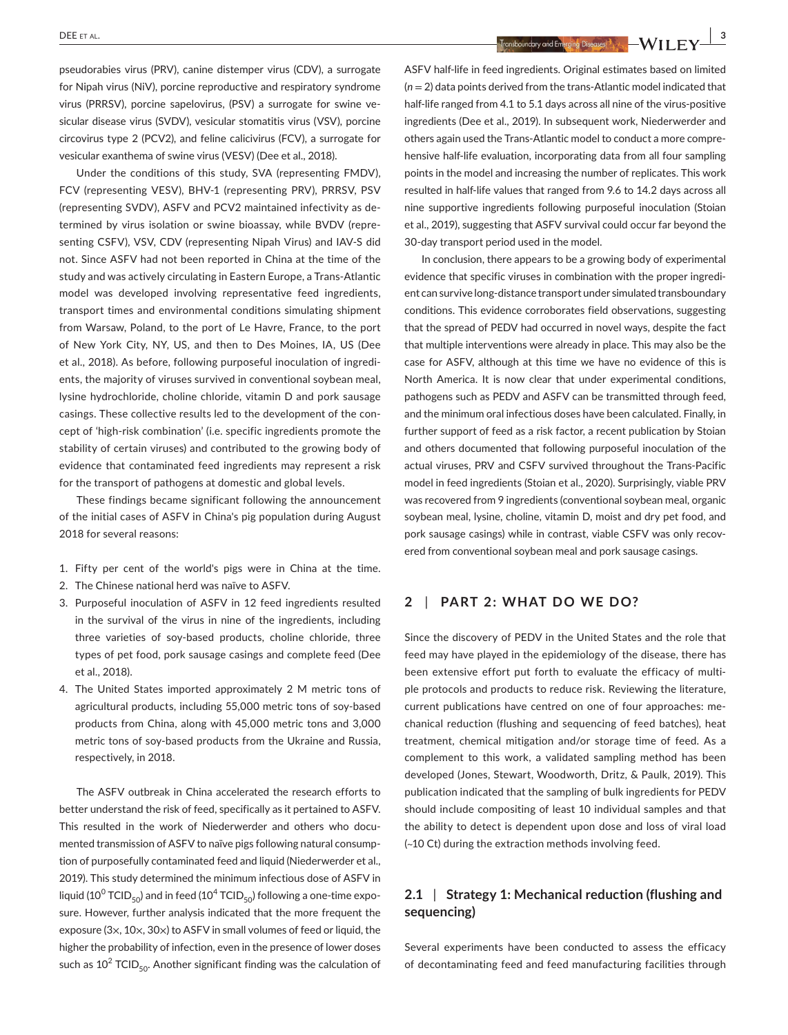pseudorabies virus (PRV), canine distemper virus (CDV), a surrogate for Nipah virus (NiV), porcine reproductive and respiratory syndrome virus (PRRSV), porcine sapelovirus, (PSV) a surrogate for swine vesicular disease virus (SVDV), vesicular stomatitis virus (VSV), porcine circovirus type 2 (PCV2), and feline calicivirus (FCV), a surrogate for vesicular exanthema of swine virus (VESV) (Dee et al., 2018).

Under the conditions of this study, SVA (representing FMDV), FCV (representing VESV), BHV-1 (representing PRV), PRRSV, PSV (representing SVDV), ASFV and PCV2 maintained infectivity as determined by virus isolation or swine bioassay, while BVDV (representing CSFV), VSV, CDV (representing Nipah Virus) and IAV-S did not. Since ASFV had not been reported in China at the time of the study and was actively circulating in Eastern Europe, a Trans-Atlantic model was developed involving representative feed ingredients, transport times and environmental conditions simulating shipment from Warsaw, Poland, to the port of Le Havre, France, to the port of New York City, NY, US, and then to Des Moines, IA, US (Dee et al., 2018). As before, following purposeful inoculation of ingredients, the majority of viruses survived in conventional soybean meal, lysine hydrochloride, choline chloride, vitamin D and pork sausage casings. These collective results led to the development of the concept of 'high-risk combination' (i.e. specific ingredients promote the stability of certain viruses) and contributed to the growing body of evidence that contaminated feed ingredients may represent a risk for the transport of pathogens at domestic and global levels.

These findings became significant following the announcement of the initial cases of ASFV in China's pig population during August 2018 for several reasons:

1. Fifty per cent of the world's pigs were in China at the time.
2. The Chinese national herd was naïve to ASFV.
3. Purposeful inoculation of ASFV in 12 feed ingredients resulted in the survival of the virus in nine of the ingredients, including three varieties of soy-based products, choline chloride, three types of pet food, pork sausage casings and complete feed (Dee et al., 2018).
4. The United States imported approximately 2 M metric tons of agricultural products, including 55,000 metric tons of soy-based products from China, along with 45,000 metric tons and 3,000 metric tons of soy-based products from the Ukraine and Russia, respectively, in 2018.

The ASFV outbreak in China accelerated the research efforts to better understand the risk of feed, specifically as it pertained to ASFV. This resulted in the work of Niederwerder and others who documented transmission of ASFV to naïve pigs following natural consumption of purposefully contaminated feed and liquid (Niederwerder et al., 2019). This study determined the minimum infectious dose of ASFV in liquid ($10^0$ $TCID_{50}$) and in feed ($10^4$ $TCID_{50}$) following a one-time exposure. However, further analysis indicated that the more frequent the exposure (3×, 10×, 30×) to ASFV in small volumes of feed or liquid, the higher the probability of infection, even in the presence of lower doses such as $10^2$ $TCID_{50}$. Another significant finding was the calculation of ASFV half-life in feed ingredients. Original estimates based on limited ($n = 2$) data points derived from the trans-Atlantic model indicated that half-life ranged from 4.1 to 5.1 days across all nine of the virus-positive ingredients (Dee et al., 2019). In subsequent work, Niederwerder and others again used the Trans-Atlantic model to conduct a more comprehensive half-life evaluation, incorporating data from all four sampling points in the model and increasing the number of replicates. This work resulted in half-life values that ranged from 9.6 to 14.2 days across all nine supportive ingredients following purposeful inoculation (Stoian et al., 2019), suggesting that ASFV survival could occur far beyond the 30-day transport period used in the model.

In conclusion, there appears to be a growing body of experimental evidence that specific viruses in combination with the proper ingredient can survive long-distance transport under simulated transboundary conditions. This evidence corroborates field observations, suggesting that the spread of PEDV had occurred in novel ways, despite the fact that multiple interventions were already in place. This may also be the case for ASFV, although at this time we have no evidence of this is North America. It is now clear that under experimental conditions, pathogens such as PEDV and ASFV can be transmitted through feed, and the minimum oral infectious doses have been calculated. Finally, in further support of feed as a risk factor, a recent publication by Stoian and others documented that following purposeful inoculation of the actual viruses, PRV and CSFV survived throughout the Trans-Pacific model in feed ingredients (Stoian et al., 2020). Surprisingly, viable PRV was recovered from 9 ingredients (conventional soybean meal, organic soybean meal, lysine, choline, vitamin D, moist and dry pet food, and pork sausage casings) while in contrast, viable CSFV was only recovered from conventional soybean meal and pork sausage casings.

## 2 | PART 2: WHAT DO WE DO?

Since the discovery of PEDV in the United States and the role that feed may have played in the epidemiology of the disease, there has been extensive effort put forth to evaluate the efficacy of multiple protocols and products to reduce risk. Reviewing the literature, current publications have centred on one of four approaches: mechanical reduction (flushing and sequencing of feed batches), heat treatment, chemical mitigation and/or storage time of feed. As a complement to this work, a validated sampling method has been developed (Jones, Stewart, Woodworth, Dritz, & Paulk, 2019). This publication indicated that the sampling of bulk ingredients for PEDV should include compositing of least 10 individual samples and that the ability to detect is dependent upon dose and loss of viral load (~10 Ct) during the extraction methods involving feed.

### 2.1 | Strategy 1: Mechanical reduction (flushing and sequencing)

Several experiments have been conducted to assess the efficacy of decontaminating feed and feed manufacturing facilities through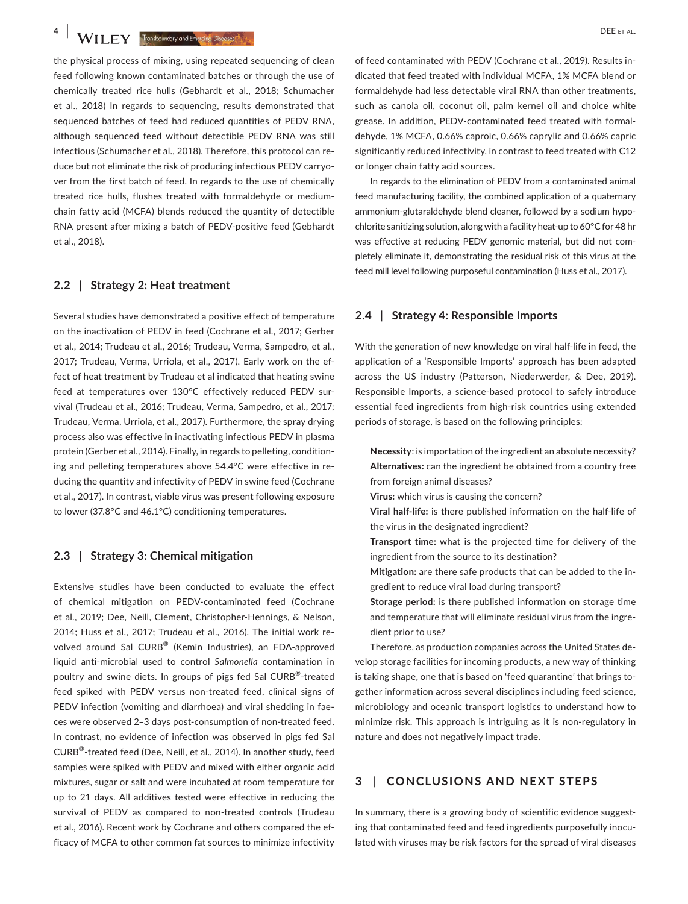the physical process of mixing, using repeated sequencing of clean feed following known contaminated batches or through the use of chemically treated rice hulls (Gebhardt et al., 2018; Schumacher et al., 2018) In regards to sequencing, results demonstrated that sequenced batches of feed had reduced quantities of PEDV RNA, although sequenced feed without detectible PEDV RNA was still infectious (Schumacher et al., 2018). Therefore, this protocol can reduce but not eliminate the risk of producing infectious PEDV carryover from the first batch of feed. In regards to the use of chemically treated rice hulls, flushes treated with formaldehyde or medium-chain fatty acid (MCFA) blends reduced the quantity of detectible RNA present after mixing a batch of PEDV-positive feed (Gebhardt et al., 2018).

### 2.2 | Strategy 2: Heat treatment

Several studies have demonstrated a positive effect of temperature on the inactivation of PEDV in feed (Cochrane et al., 2017; Gerber et al., 2014; Trudeau et al., 2016; Trudeau, Verma, Sampedro, et al., 2017; Trudeau, Verma, Urriola, et al., 2017). Early work on the effect of heat treatment by Trudeau et al indicated that heating swine feed at temperatures over 130°C effectively reduced PEDV survival (Trudeau et al., 2016; Trudeau, Verma, Sampedro, et al., 2017; Trudeau, Verma, Urriola, et al., 2017). Furthermore, the spray drying process also was effective in inactivating infectious PEDV in plasma protein (Gerber et al., 2014). Finally, in regards to pelleting, conditioning and pelleting temperatures above 54.4°C were effective in reducing the quantity and infectivity of PEDV in swine feed (Cochrane et al., 2017). In contrast, viable virus was present following exposure to lower (37.8°C and 46.1°C) conditioning temperatures.

### 2.3 | Strategy 3: Chemical mitigation

Extensive studies have been conducted to evaluate the effect of chemical mitigation on PEDV-contaminated feed (Cochrane et al., 2019; Dee, Neill, Clement, Christopher-Hennings, & Nelson, 2014; Huss et al., 2017; Trudeau et al., 2016). The initial work revolved around Sal CURB® (Kemin Industries), an FDA-approved liquid anti-microbial used to control *Salmonella* contamination in poultry and swine diets. In groups of pigs fed Sal CURB®-treated feed spiked with PEDV versus non-treated feed, clinical signs of PEDV infection (vomiting and diarrhoea) and viral shedding in faeces were observed 2–3 days post-consumption of non-treated feed. In contrast, no evidence of infection was observed in pigs fed Sal CURB®-treated feed (Dee, Neill, et al., 2014). In another study, feed samples were spiked with PEDV and mixed with either organic acid mixtures, sugar or salt and were incubated at room temperature for up to 21 days. All additives tested were effective in reducing the survival of PEDV as compared to non-treated controls (Trudeau et al., 2016). Recent work by Cochrane and others compared the efficacy of MCFA to other common fat sources to minimize infectivity of feed contaminated with PEDV (Cochrane et al., 2019). Results indicated that feed treated with individual MCFA, 1% MCFA blend or formaldehyde had less detectable viral RNA than other treatments, such as canola oil, coconut oil, palm kernel oil and choice white grease. In addition, PEDV-contaminated feed treated with formaldehyde, 1% MCFA, 0.66% caproic, 0.66% caprylic and 0.66% capric significantly reduced infectivity, in contrast to feed treated with C12 or longer chain fatty acid sources.

In regards to the elimination of PEDV from a contaminated animal feed manufacturing facility, the combined application of a quaternary ammonium-glutaraldehyde blend cleaner, followed by a sodium hypochlorite sanitizing solution, along with a facility heat-up to 60°C for 48 hr was effective at reducing PEDV genomic material, but did not completely eliminate it, demonstrating the residual risk of this virus at the feed mill level following purposeful contamination (Huss et al., 2017).

### 2.4 | Strategy 4: Responsible Imports

With the generation of new knowledge on viral half-life in feed, the application of a 'Responsible Imports' approach has been adapted across the US industry (Patterson, Niederwerder, & Dee, 2019). Responsible Imports, a science-based protocol to safely introduce essential feed ingredients from high-risk countries using extended periods of storage, is based on the following principles:

**Necessity**: is importation of the ingredient an absolute necessity?
**Alternatives:** can the ingredient be obtained from a country free from foreign animal diseases?
**Virus:** which virus is causing the concern?
**Viral half-life:** is there published information on the half-life of the virus in the designated ingredient?
**Transport time:** what is the projected time for delivery of the ingredient from the source to its destination?
**Mitigation:** are there safe products that can be added to the ingredient to reduce viral load during transport?
**Storage period:** is there published information on storage time and temperature that will eliminate residual virus from the ingredient prior to use?

Therefore, as production companies across the United States develop storage facilities for incoming products, a new way of thinking is taking shape, one that is based on 'feed quarantine' that brings together information across several disciplines including feed science, microbiology and oceanic transport logistics to understand how to minimize risk. This approach is intriguing as it is non-regulatory in nature and does not negatively impact trade.

## 3 | CONCLUSIONS AND NEXT STEPS

In summary, there is a growing body of scientific evidence suggesting that contaminated feed and feed ingredients purposefully inoculated with viruses may be risk factors for the spread of viral diseases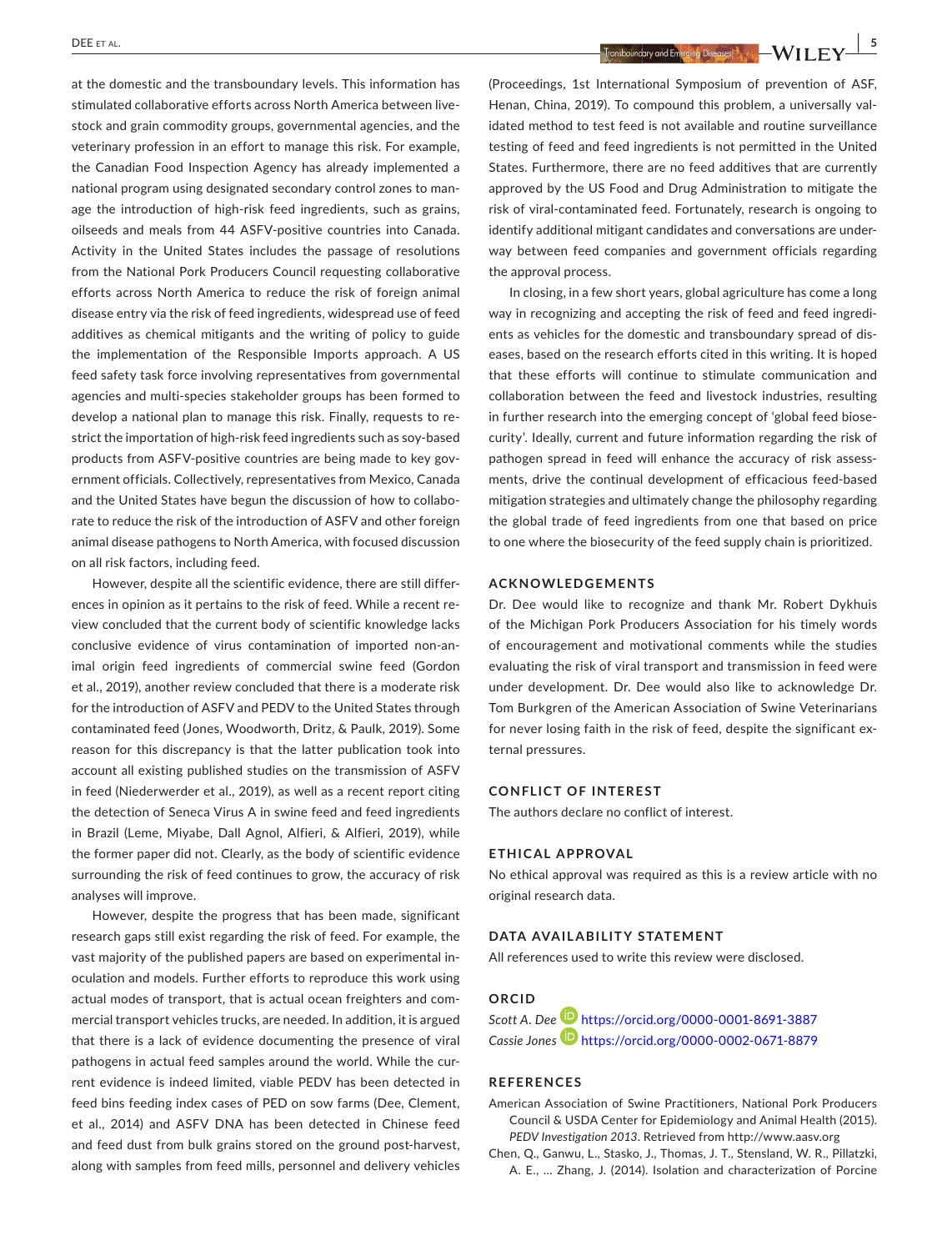at the domestic and the transboundary levels. This information has stimulated collaborative efforts across North America between livestock and grain commodity groups, governmental agencies, and the veterinary profession in an effort to manage this risk. For example, the Canadian Food Inspection Agency has already implemented a national program using designated secondary control zones to manage the introduction of high-risk feed ingredients, such as grains, oilseeds and meals from 44 ASFV-positive countries into Canada. Activity in the United States includes the passage of resolutions from the National Pork Producers Council requesting collaborative efforts across North America to reduce the risk of foreign animal disease entry via the risk of feed ingredients, widespread use of feed additives as chemical mitigants and the writing of policy to guide the implementation of the Responsible Imports approach. A US feed safety task force involving representatives from governmental agencies and multi-species stakeholder groups has been formed to develop a national plan to manage this risk. Finally, requests to restrict the importation of high-risk feed ingredients such as soy-based products from ASFV-positive countries are being made to key government officials. Collectively, representatives from Mexico, Canada and the United States have begun the discussion of how to collaborate to reduce the risk of the introduction of ASFV and other foreign animal disease pathogens to North America, with focused discussion on all risk factors, including feed.

However, despite all the scientific evidence, there are still differences in opinion as it pertains to the risk of feed. While a recent review concluded that the current body of scientific knowledge lacks conclusive evidence of virus contamination of imported non-animal origin feed ingredients of commercial swine feed (Gordon et al., 2019), another review concluded that there is a moderate risk for the introduction of ASFV and PEDV to the United States through contaminated feed (Jones, Woodworth, Dritz, & Paulk, 2019). Some reason for this discrepancy is that the latter publication took into account all existing published studies on the transmission of ASFV in feed (Niederwerder et al., 2019), as well as a recent report citing the detection of Seneca Virus A in swine feed and feed ingredients in Brazil (Leme, Miyabe, Dall Agnol, Alfieri, & Alfieri, 2019), while the former paper did not. Clearly, as the body of scientific evidence surrounding the risk of feed continues to grow, the accuracy of risk analyses will improve.

However, despite the progress that has been made, significant research gaps still exist regarding the risk of feed. For example, the vast majority of the published papers are based on experimental inoculation and models. Further efforts to reproduce this work using actual modes of transport, that is actual ocean freighters and commercial transport vehicles trucks, are needed. In addition, it is argued that there is a lack of evidence documenting the presence of viral pathogens in actual feed samples around the world. While the current evidence is indeed limited, viable PEDV has been detected in feed bins feeding index cases of PED on sow farms (Dee, Clement, et al., 2014) and ASFV DNA has been detected in Chinese feed and feed dust from bulk grains stored on the ground post-harvest, along with samples from feed mills, personnel and delivery vehicles (Proceedings, 1st International Symposium of prevention of ASF, Henan, China, 2019). To compound this problem, a universally validated method to test feed is not available and routine surveillance testing of feed and feed ingredients is not permitted in the United States. Furthermore, there are no feed additives that are currently approved by the US Food and Drug Administration to mitigate the risk of viral-contaminated feed. Fortunately, research is ongoing to identify additional mitigant candidates and conversations are underway between feed companies and government officials regarding the approval process.

In closing, in a few short years, global agriculture has come a long way in recognizing and accepting the risk of feed and feed ingredients as vehicles for the domestic and transboundary spread of diseases, based on the research efforts cited in this writing. It is hoped that these efforts will continue to stimulate communication and collaboration between the feed and livestock industries, resulting in further research into the emerging concept of 'global feed biosecurity'. Ideally, current and future information regarding the risk of pathogen spread in feed will enhance the accuracy of risk assessments, drive the continual development of efficacious feed-based mitigation strategies and ultimately change the philosophy regarding the global trade of feed ingredients from one that based on price to one where the biosecurity of the feed supply chain is prioritized.

## ACKNOWLEDGEMENTS

Dr. Dee would like to recognize and thank Mr. Robert Dykhuis of the Michigan Pork Producers Association for his timely words of encouragement and motivational comments while the studies evaluating the risk of viral transport and transmission in feed were under development. Dr. Dee would also like to acknowledge Dr. Tom Burkgren of the American Association of Swine Veterinarians for never losing faith in the risk of feed, despite the significant external pressures.

## CONFLICT OF INTEREST

The authors declare no conflict of interest.

## ETHICAL APPROVAL

No ethical approval was required as this is a review article with no original research data.

## DATA AVAILABILITY STATEMENT

All references used to write this review were disclosed.

## ORCID

*Scott A. Dee* https://orcid.org/0000-0001-8691-3887
*Cassie Jones* https://orcid.org/0000-0002-0671-8879

## REFERENCES

American Association of Swine Practitioners, National Pork Producers Council & USDA Center for Epidemiology and Animal Health (2015). *PEDV Investigation 2013*. Retrieved from http://www.aasv.org

Chen, Q., Ganwu, L., Stasko, J., Thomas, J. T., Stensland, W. R., Pillatzki, A. E., … Zhang, J. (2014). Isolation and characterization of Porcine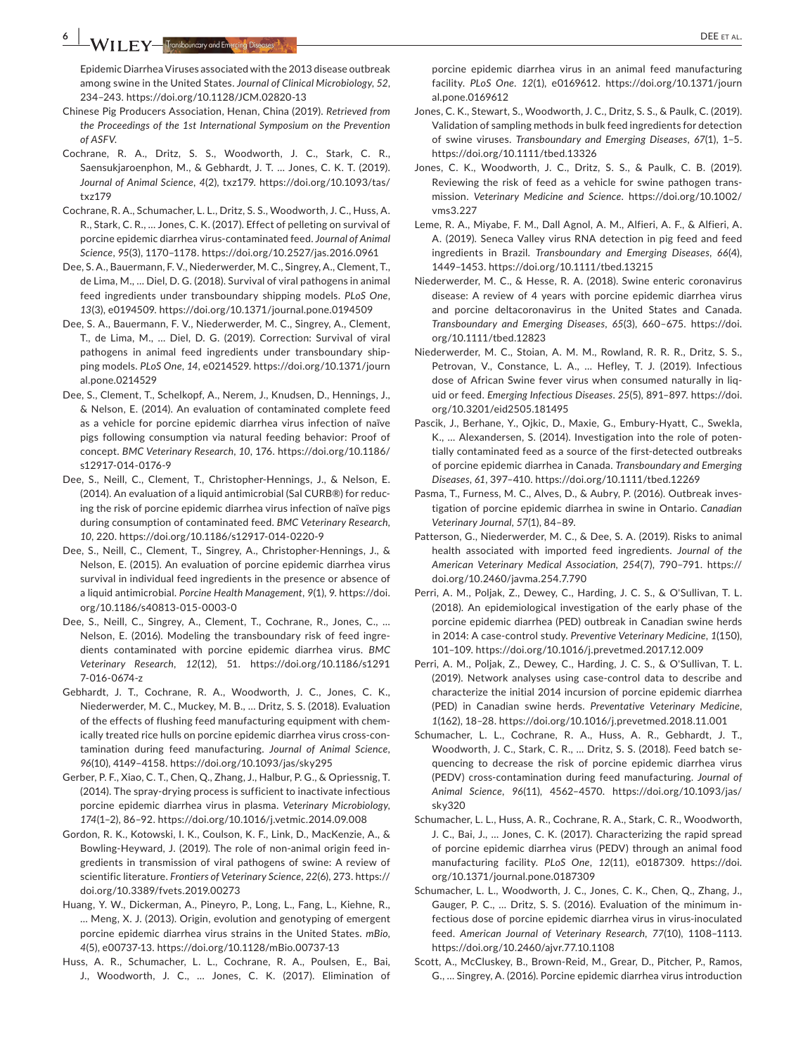Epidemic Diarrhea Viruses associated with the 2013 disease outbreak among swine in the United States. *Journal of Clinical Microbiology*, *52*, 234–243. https://doi.org/10.1128/JCM.02820-13

Chinese Pig Producers Association, Henan, China (2019). *Retrieved from the Proceedings of the 1st International Symposium on the Prevention of ASFV*.

Cochrane, R. A., Dritz, S. S., Woodworth, J. C., Stark, C. R., Saensukjaroenphon, M., & Gebhardt, J. T. … Jones, C. K. T. (2019). *Journal of Animal Science*, *4*(2), txz179. https://doi.org/10.1093/tas/txz179

Cochrane, R. A., Schumacher, L. L., Dritz, S. S., Woodworth, J. C., Huss, A. R., Stark, C. R., … Jones, C. K. (2017). Effect of pelleting on survival of porcine epidemic diarrhea virus-contaminated feed. *Journal of Animal Science*, *95*(3), 1170–1178. https://doi.org/10.2527/jas.2016.0961

Dee, S. A., Bauermann, F. V., Niederwerder, M. C., Singrey, A., Clement, T., de Lima, M., … Diel, D. G. (2018). Survival of viral pathogens in animal feed ingredients under transboundary shipping models. *PLoS One*, *13*(3), e0194509. https://doi.org/10.1371/journal.pone.0194509

Dee, S. A., Bauermann, F. V., Niederwerder, M. C., Singrey, A., Clement, T., de Lima, M., … Diel, D. G. (2019). Correction: Survival of viral pathogens in animal feed ingredients under transboundary shipping models. *PLoS One*, *14*, e0214529. https://doi.org/10.1371/journal.pone.0214529

Dee, S., Clement, T., Schelkopf, A., Nerem, J., Knudsen, D., Hennings, J., & Nelson, E. (2014). An evaluation of contaminated complete feed as a vehicle for porcine epidemic diarrhea virus infection of naïve pigs following consumption via natural feeding behavior: Proof of concept. *BMC Veterinary Research*, *10*, 176. https://doi.org/10.1186/s12917-014-0176-9

Dee, S., Neill, C., Clement, T., Christopher-Hennings, J., & Nelson, E. (2014). An evaluation of a liquid antimicrobial (Sal CURB®) for reducing the risk of porcine epidemic diarrhea virus infection of naïve pigs during consumption of contaminated feed. *BMC Veterinary Research*, *10*, 220. https://doi.org/10.1186/s12917-014-0220-9

Dee, S., Neill, C., Clement, T., Singrey, A., Christopher-Hennings, J., & Nelson, E. (2015). An evaluation of porcine epidemic diarrhea virus survival in individual feed ingredients in the presence or absence of a liquid antimicrobial. *Porcine Health Management*, *9*(1), 9. https://doi.org/10.1186/s40813-015-0003-0

Dee, S., Neill, C., Singrey, A., Clement, T., Cochrane, R., Jones, C., … Nelson, E. (2016). Modeling the transboundary risk of feed ingredients contaminated with porcine epidemic diarrhea virus. *BMC Veterinary Research*, *12*(12), 51. https://doi.org/10.1186/s12917-016-0674-z

Gebhardt, J. T., Cochrane, R. A., Woodworth, J. C., Jones, C. K., Niederwerder, M. C., Muckey, M. B., … Dritz, S. S. (2018). Evaluation of the effects of flushing feed manufacturing equipment with chemically treated rice hulls on porcine epidemic diarrhea virus cross-contamination during feed manufacturing. *Journal of Animal Science*, *96*(10), 4149–4158. https://doi.org/10.1093/jas/sky295

Gerber, P. F., Xiao, C. T., Chen, Q., Zhang, J., Halbur, P. G., & Opriessnig, T. (2014). The spray-drying process is sufficient to inactivate infectious porcine epidemic diarrhea virus in plasma. *Veterinary Microbiology*, *174*(1–2), 86–92. https://doi.org/10.1016/j.vetmic.2014.09.008

Gordon, R. K., Kotowski, I. K., Coulson, K. F., Link, D., MacKenzie, A., & Bowling-Heyward, J. (2019). The role of non-animal origin feed ingredients in transmission of viral pathogens of swine: A review of scientific literature. *Frontiers of Veterinary Science*, *22*(6), 273. https://doi.org/10.3389/fvets.2019.00273

Huang, Y. W., Dickerman, A., Pineyro, P., Long, L., Fang, L., Kiehne, R., … Meng, X. J. (2013). Origin, evolution and genotyping of emergent porcine epidemic diarrhea virus strains in the United States. *mBio*, *4*(5), e00737-13. https://doi.org/10.1128/mBio.00737-13

Huss, A. R., Schumacher, L. L., Cochrane, R. A., Poulsen, E., Bai, J., Woodworth, J. C., … Jones, C. K. (2017). Elimination of porcine epidemic diarrhea virus in an animal feed manufacturing facility. *PLoS One*. *12*(1), e0169612. https://doi.org/10.1371/journal.pone.0169612

Jones, C. K., Stewart, S., Woodworth, J. C., Dritz, S. S., & Paulk, C. (2019). Validation of sampling methods in bulk feed ingredients for detection of swine viruses. *Transboundary and Emerging Diseases*, *67*(1), 1–5. https://doi.org/10.1111/tbed.13326

Jones, C. K., Woodworth, J. C., Dritz, S. S., & Paulk, C. B. (2019). Reviewing the risk of feed as a vehicle for swine pathogen transmission. *Veterinary Medicine and Science*. https://doi.org/10.1002/vms3.227

Leme, R. A., Miyabe, F. M., Dall Agnol, A. M., Alfieri, A. F., & Alfieri, A. A. (2019). Seneca Valley virus RNA detection in pig feed and feed ingredients in Brazil. *Transboundary and Emerging Diseases*, *66*(4), 1449–1453. https://doi.org/10.1111/tbed.13215

Niederwerder, M. C., & Hesse, R. A. (2018). Swine enteric coronavirus disease: A review of 4 years with porcine epidemic diarrhea virus and porcine deltacoronavirus in the United States and Canada. *Transboundary and Emerging Diseases*, *65*(3), 660–675. https://doi.org/10.1111/tbed.12823

Niederwerder, M. C., Stoian, A. M. M., Rowland, R. R. R., Dritz, S. S., Petrovan, V., Constance, L. A., … Hefley, T. J. (2019). Infectious dose of African Swine fever virus when consumed naturally in liquid or feed. *Emerging Infectious Diseases*. *25*(5), 891–897. https://doi.org/10.3201/eid2505.181495

Pascik, J., Berhane, Y., Ojkic, D., Maxie, G., Embury-Hyatt, C., Swekla, K., … Alexandersen, S. (2014). Investigation into the role of potentially contaminated feed as a source of the first-detected outbreaks of porcine epidemic diarrhea in Canada. *Transboundary and Emerging Diseases*, *61*, 397–410. https://doi.org/10.1111/tbed.12269

Pasma, T., Furness, M. C., Alves, D., & Aubry, P. (2016). Outbreak investigation of porcine epidemic diarrhea in swine in Ontario. *Canadian Veterinary Journal*, *57*(1), 84–89.

Patterson, G., Niederwerder, M. C., & Dee, S. A. (2019). Risks to animal health associated with imported feed ingredients. *Journal of the American Veterinary Medical Association*, *254*(7), 790–791. https://doi.org/10.2460/javma.254.7.790

Perri, A. M., Poljak, Z., Dewey, C., Harding, J. C. S., & O'Sullivan, T. L. (2018). An epidemiological investigation of the early phase of the porcine epidemic diarrhea (PED) outbreak in Canadian swine herds in 2014: A case-control study. *Preventive Veterinary Medicine*, *1*(150), 101–109. https://doi.org/10.1016/j.prevetmed.2017.12.009

Perri, A. M., Poljak, Z., Dewey, C., Harding, J. C. S., & O'Sullivan, T. L. (2019). Network analyses using case-control data to describe and characterize the initial 2014 incursion of porcine epidemic diarrhea (PED) in Canadian swine herds. *Preventative Veterinary Medicine*, *1*(162), 18–28. https://doi.org/10.1016/j.prevetmed.2018.11.001

Schumacher, L. L., Cochrane, R. A., Huss, A. R., Gebhardt, J. T., Woodworth, J. C., Stark, C. R., … Dritz, S. S. (2018). Feed batch sequencing to decrease the risk of porcine epidemic diarrhea virus (PEDV) cross-contamination during feed manufacturing. *Journal of Animal Science*, *96*(11), 4562–4570. https://doi.org/10.1093/jas/sky320

Schumacher, L. L., Huss, A. R., Cochrane, R. A., Stark, C. R., Woodworth, J. C., Bai, J., … Jones, C. K. (2017). Characterizing the rapid spread of porcine epidemic diarrhea virus (PEDV) through an animal food manufacturing facility. *PLoS One*, *12*(11), e0187309. https://doi.org/10.1371/journal.pone.0187309

Schumacher, L. L., Woodworth, J. C., Jones, C. K., Chen, Q., Zhang, J., Gauger, P. C., … Dritz, S. S. (2016). Evaluation of the minimum infectious dose of porcine epidemic diarrhea virus in virus-inoculated feed. *American Journal of Veterinary Research*, *77*(10), 1108–1113. https://doi.org/10.2460/ajvr.77.10.1108

Scott, A., McCluskey, B., Brown-Reid, M., Grear, D., Pitcher, P., Ramos, G., … Singrey, A. (2016). Porcine epidemic diarrhea virus introduction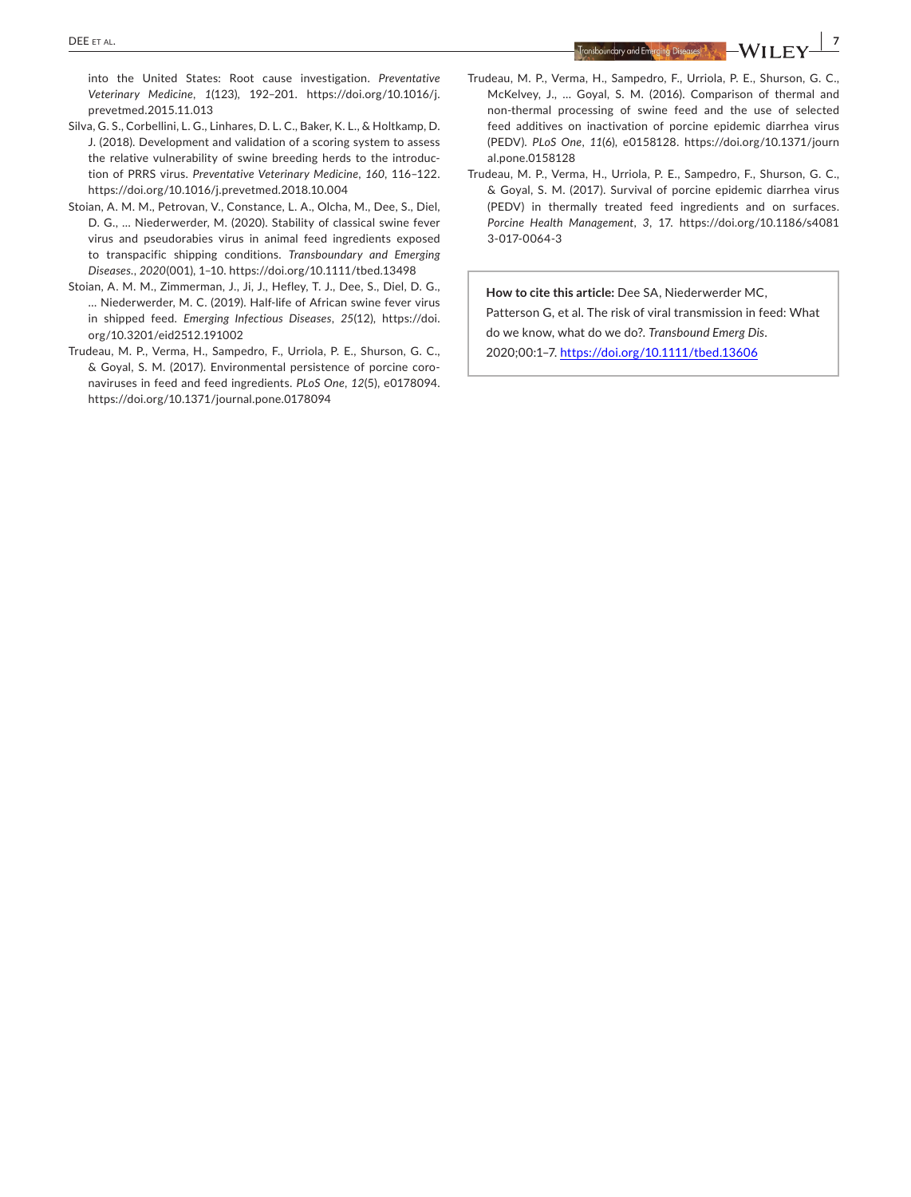into the United States: Root cause investigation. *Preventative Veterinary Medicine*, *1*(123), 192–201. https://doi.org/10.1016/j.prevetmed.2015.11.013

Silva, G. S., Corbellini, L. G., Linhares, D. L. C., Baker, K. L., & Holtkamp, D. J. (2018). Development and validation of a scoring system to assess the relative vulnerability of swine breeding herds to the introduction of PRRS virus. *Preventative Veterinary Medicine*, *160*, 116–122. https://doi.org/10.1016/j.prevetmed.2018.10.004

Stoian, A. M. M., Petrovan, V., Constance, L. A., Olcha, M., Dee, S., Diel, D. G., … Niederwerder, M. (2020). Stability of classical swine fever virus and pseudorabies virus in animal feed ingredients exposed to transpacific shipping conditions. *Transboundary and Emerging Diseases.*, *2020*(001), 1–10. https://doi.org/10.1111/tbed.13498

Stoian, A. M. M., Zimmerman, J., Ji, J., Hefley, T. J., Dee, S., Diel, D. G., … Niederwerder, M. C. (2019). Half-life of African swine fever virus in shipped feed. *Emerging Infectious Diseases*, *25*(12), https://doi.org/10.3201/eid2512.191002

Trudeau, M. P., Verma, H., Sampedro, F., Urriola, P. E., Shurson, G. C., & Goyal, S. M. (2017). Environmental persistence of porcine coronaviruses in feed and feed ingredients. *PLoS One*, *12*(5), e0178094. https://doi.org/10.1371/journal.pone.0178094

Trudeau, M. P., Verma, H., Sampedro, F., Urriola, P. E., Shurson, G. C., McKelvey, J., … Goyal, S. M. (2016). Comparison of thermal and non-thermal processing of swine feed and the use of selected feed additives on inactivation of porcine epidemic diarrhea virus (PEDV). *PLoS One*, *11*(6), e0158128. https://doi.org/10.1371/journal.pone.0158128

Trudeau, M. P., Verma, H., Urriola, P. E., Sampedro, F., Shurson, G. C., & Goyal, S. M. (2017). Survival of porcine epidemic diarrhea virus (PEDV) in thermally treated feed ingredients and on surfaces. *Porcine Health Management*, *3*, 17. https://doi.org/10.1186/s40813-017-0064-3

**How to cite this article:** Dee SA, Niederwerder MC, Patterson G, et al. The risk of viral transmission in feed: What do we know, what do we do?. *Transbound Emerg Dis*. 2020;00:1–7. https://doi.org/10.1111/tbed.13606